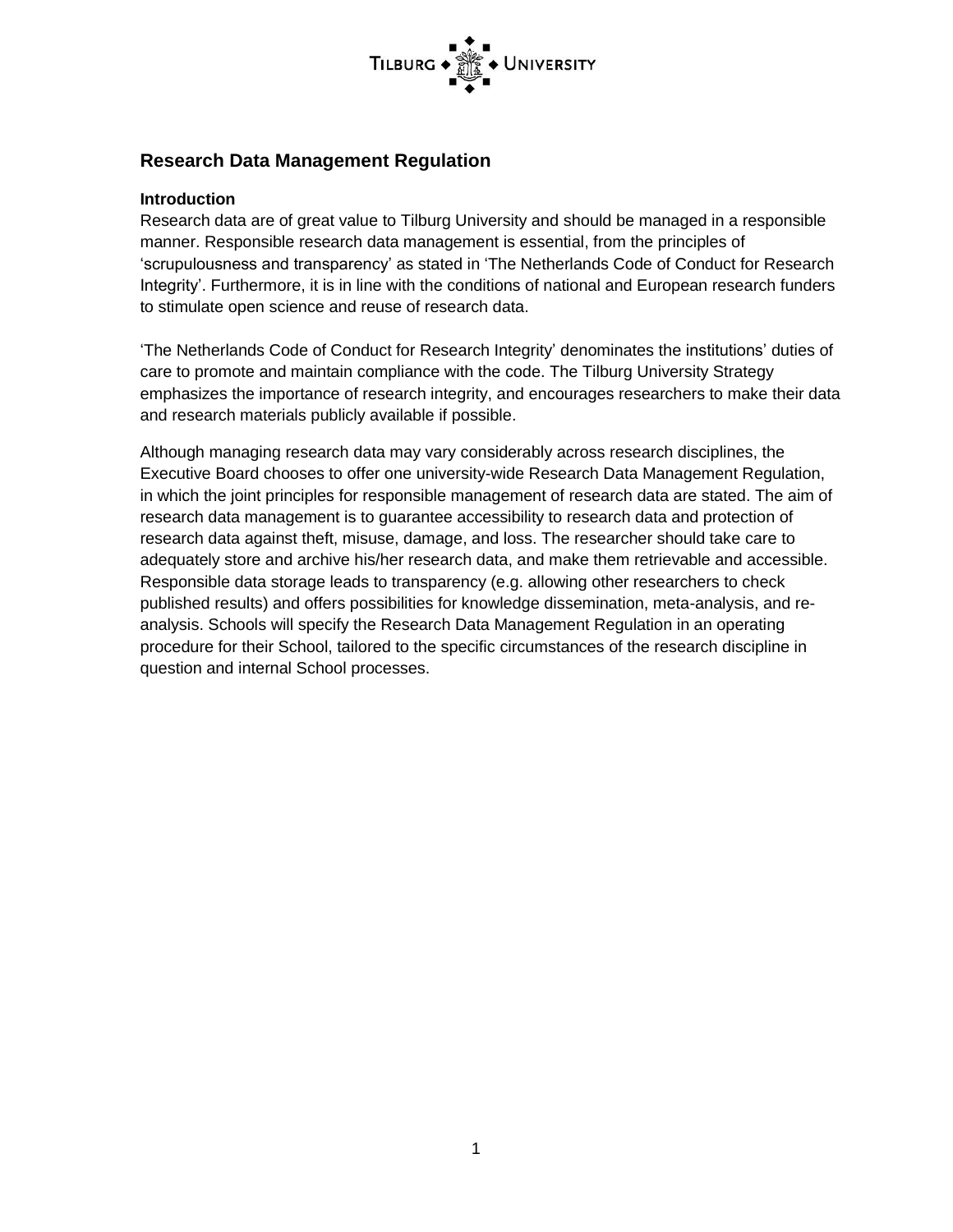# Research Data Management Regulation

### Introduction

Research data are of great value to Tilburg University and should be managed in a responsible manner. Responsible research data management is essential, from the principles of 'scrupulousness and transparency' as stated in 'The Netherlands Code of Conduct for Research Integrity'. Furthermore, it is in line with the conditions of national and European research funders to stimulate open science and reuse of research data.

'The Netherlands Code of Conduct for Research Integrity' denominates the institutions' duties of care to promote and maintain compliance with the code. The Tilburg University Strategy emphasizes the importance of research integrity, and encourages researchers to make their data and research materials publicly available if possible.

Although managing research data may vary considerably across research disciplines, the Executive Board chooses to offer one university-wide Research Data Management Regulation, in which the joint principles for responsible management of research data are stated. The aim of research data management is to guarantee accessibility to research data and protection of research data against theft, misuse, damage, and loss. The researcher should take care to adequately store and archive his/her research data, and make them retrievable and accessible. Responsible data storage leads to transparency (e.g. allowing other researchers to check published results) and offers possibilities for knowledge dissemination, meta-analysis, and re-analysis. Schools will specify the Research Data Management Regulation in an operating procedure for their School, tailored to the specific circumstances of the research discipline in question and internal School processes.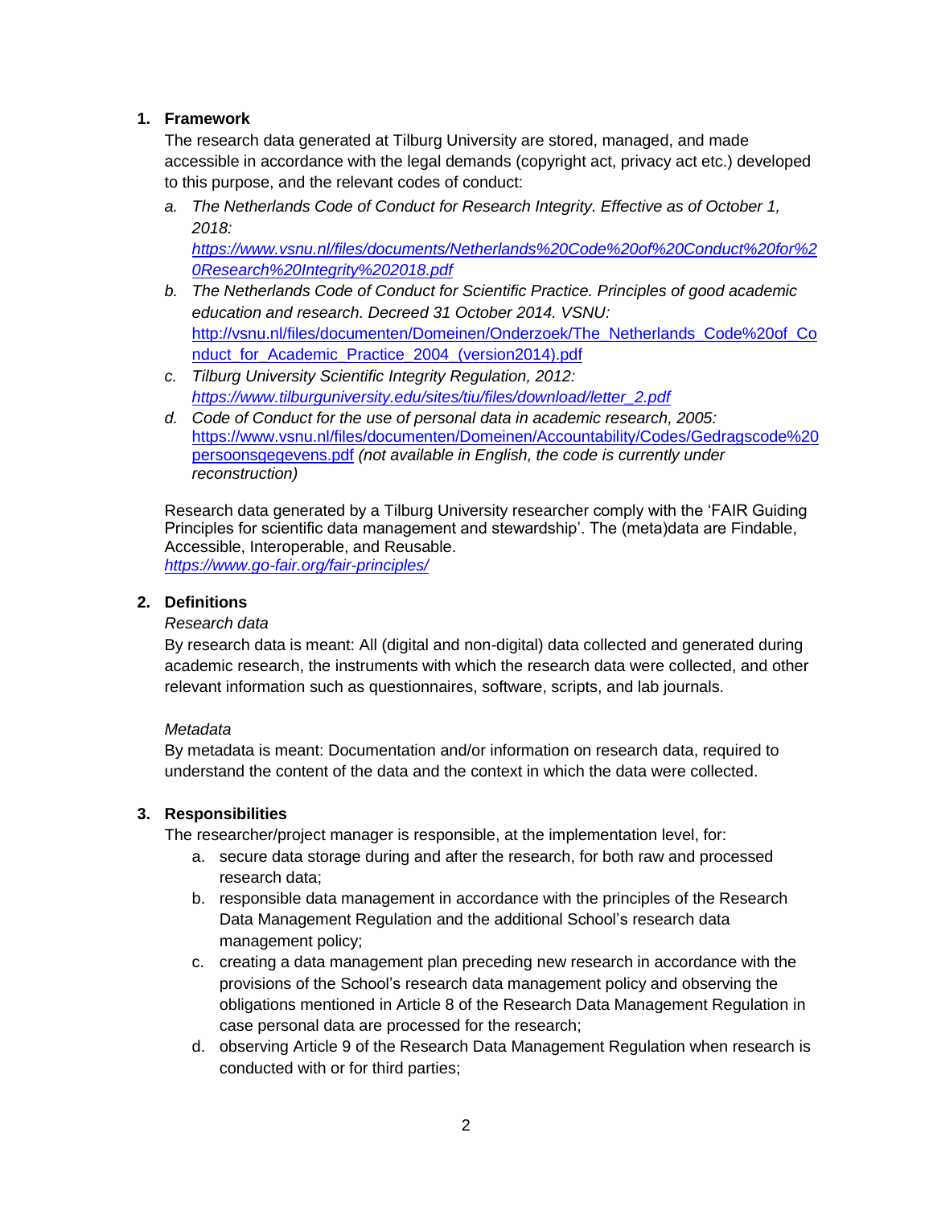## 1. Framework

The research data generated at Tilburg University are stored, managed, and made accessible in accordance with the legal demands (copyright act, privacy act etc.) developed to this purpose, and the relevant codes of conduct:

a. *The Netherlands Code of Conduct for Research Integrity. Effective as of October 1, 2018:* *https://www.vsnu.nl/files/documents/Netherlands%20Code%20of%20Conduct%20for%20Research%20Integrity%202018.pdf*

b. *The Netherlands Code of Conduct for Scientific Practice. Principles of good academic education and research. Decreed 31 October 2014. VSNU:* http://vsnu.nl/files/documenten/Domeinen/Onderzoek/The_Netherlands_Code%20of_Conduct_for_Academic_Practice_2004_(version2014).pdf

c. *Tilburg University Scientific Integrity Regulation, 2012:* *https://www.tilburguniversity.edu/sites/tiu/files/download/letter_2.pdf*

d. *Code of Conduct for the use of personal data in academic research, 2005:* https://www.vsnu.nl/files/documenten/Domeinen/Accountability/Codes/Gedragscode%20persoonsgegevens.pdf *(not available in English, the code is currently under reconstruction)*

Research data generated by a Tilburg University researcher comply with the 'FAIR Guiding Principles for scientific data management and stewardship'. The (meta)data are Findable, Accessible, Interoperable, and Reusable.
*https://www.go-fair.org/fair-principles/*

## 2. Definitions

*Research data*

By research data is meant: All (digital and non-digital) data collected and generated during academic research, the instruments with which the research data were collected, and other relevant information such as questionnaires, software, scripts, and lab journals.

*Metadata*

By metadata is meant: Documentation and/or information on research data, required to understand the content of the data and the context in which the data were collected.

## 3. Responsibilities

The researcher/project manager is responsible, at the implementation level, for:

a. secure data storage during and after the research, for both raw and processed research data;
b. responsible data management in accordance with the principles of the Research Data Management Regulation and the additional School's research data management policy;
c. creating a data management plan preceding new research in accordance with the provisions of the School's research data management policy and observing the obligations mentioned in Article 8 of the Research Data Management Regulation in case personal data are processed for the research;
d. observing Article 9 of the Research Data Management Regulation when research is conducted with or for third parties;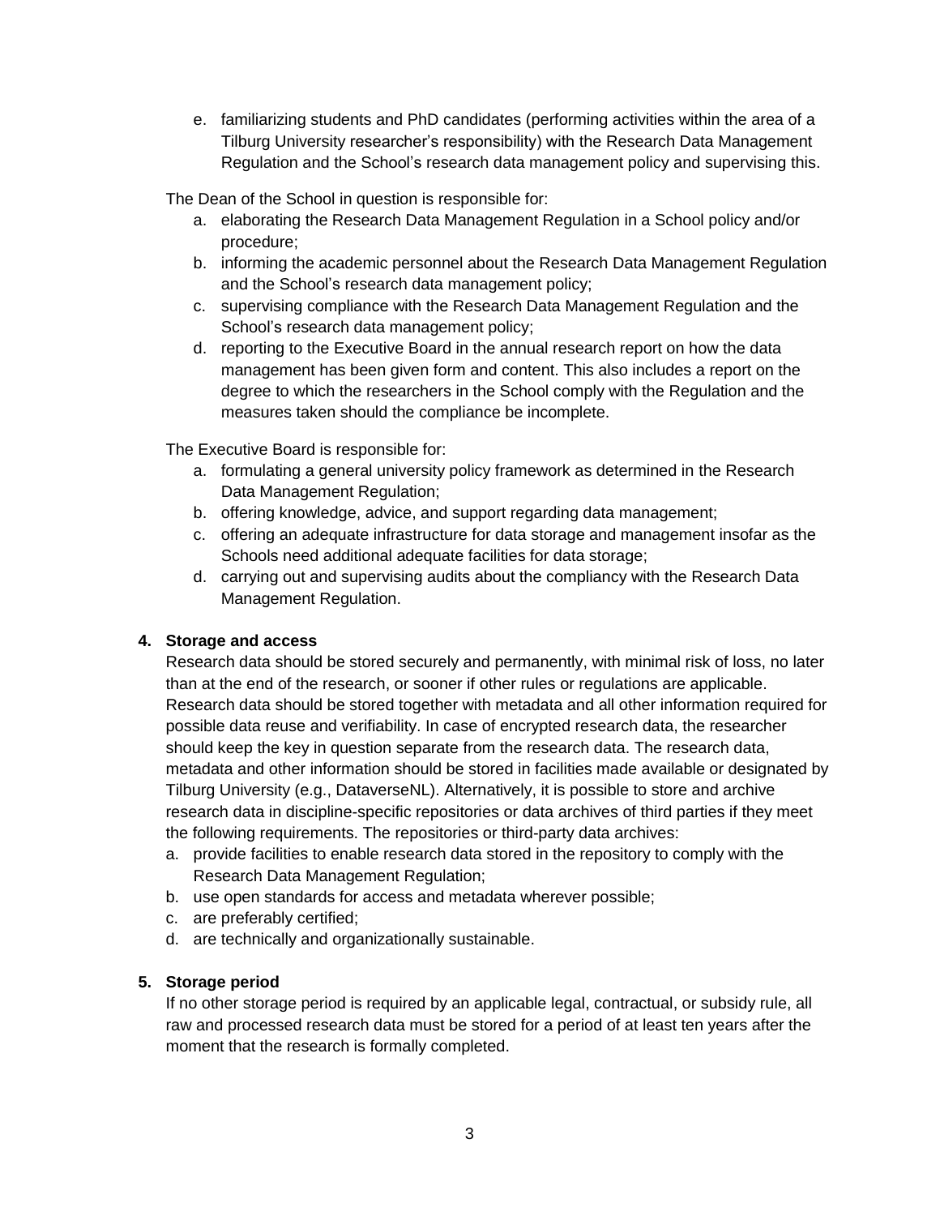e. familiarizing students and PhD candidates (performing activities within the area of a Tilburg University researcher's responsibility) with the Research Data Management Regulation and the School's research data management policy and supervising this.

The Dean of the School in question is responsible for:

a. elaborating the Research Data Management Regulation in a School policy and/or procedure;
b. informing the academic personnel about the Research Data Management Regulation and the School's research data management policy;
c. supervising compliance with the Research Data Management Regulation and the School's research data management policy;
d. reporting to the Executive Board in the annual research report on how the data management has been given form and content. This also includes a report on the degree to which the researchers in the School comply with the Regulation and the measures taken should the compliance be incomplete.

The Executive Board is responsible for:

a. formulating a general university policy framework as determined in the Research Data Management Regulation;
b. offering knowledge, advice, and support regarding data management;
c. offering an adequate infrastructure for data storage and management insofar as the Schools need additional adequate facilities for data storage;
d. carrying out and supervising audits about the compliancy with the Research Data Management Regulation.

**4. Storage and access**

Research data should be stored securely and permanently, with minimal risk of loss, no later than at the end of the research, or sooner if other rules or regulations are applicable. Research data should be stored together with metadata and all other information required for possible data reuse and verifiability. In case of encrypted research data, the researcher should keep the key in question separate from the research data. The research data, metadata and other information should be stored in facilities made available or designated by Tilburg University (e.g., DataverseNL). Alternatively, it is possible to store and archive research data in discipline-specific repositories or data archives of third parties if they meet the following requirements. The repositories or third-party data archives:

a. provide facilities to enable research data stored in the repository to comply with the Research Data Management Regulation;
b. use open standards for access and metadata wherever possible;
c. are preferably certified;
d. are technically and organizationally sustainable.

**5. Storage period**

If no other storage period is required by an applicable legal, contractual, or subsidy rule, all raw and processed research data must be stored for a period of at least ten years after the moment that the research is formally completed.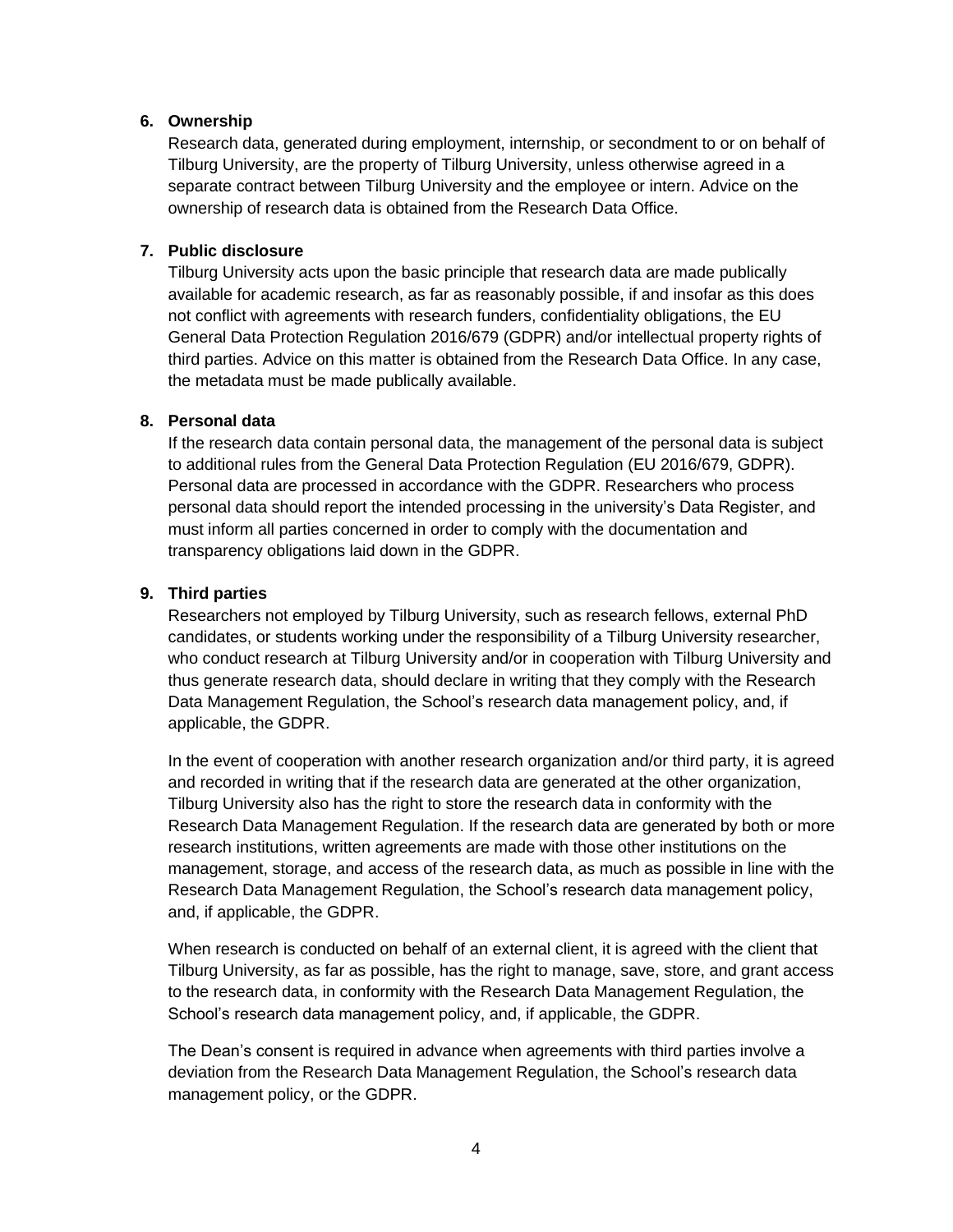**6. Ownership**

Research data, generated during employment, internship, or secondment to or on behalf of Tilburg University, are the property of Tilburg University, unless otherwise agreed in a separate contract between Tilburg University and the employee or intern. Advice on the ownership of research data is obtained from the Research Data Office.

**7. Public disclosure**

Tilburg University acts upon the basic principle that research data are made publically available for academic research, as far as reasonably possible, if and insofar as this does not conflict with agreements with research funders, confidentiality obligations, the EU General Data Protection Regulation 2016/679 (GDPR) and/or intellectual property rights of third parties. Advice on this matter is obtained from the Research Data Office. In any case, the metadata must be made publically available.

**8. Personal data**

If the research data contain personal data, the management of the personal data is subject to additional rules from the General Data Protection Regulation (EU 2016/679, GDPR). Personal data are processed in accordance with the GDPR. Researchers who process personal data should report the intended processing in the university's Data Register, and must inform all parties concerned in order to comply with the documentation and transparency obligations laid down in the GDPR.

**9. Third parties**

Researchers not employed by Tilburg University, such as research fellows, external PhD candidates, or students working under the responsibility of a Tilburg University researcher, who conduct research at Tilburg University and/or in cooperation with Tilburg University and thus generate research data, should declare in writing that they comply with the Research Data Management Regulation, the School's research data management policy, and, if applicable, the GDPR.

In the event of cooperation with another research organization and/or third party, it is agreed and recorded in writing that if the research data are generated at the other organization, Tilburg University also has the right to store the research data in conformity with the Research Data Management Regulation. If the research data are generated by both or more research institutions, written agreements are made with those other institutions on the management, storage, and access of the research data, as much as possible in line with the Research Data Management Regulation, the School's research data management policy, and, if applicable, the GDPR.

When research is conducted on behalf of an external client, it is agreed with the client that Tilburg University, as far as possible, has the right to manage, save, store, and grant access to the research data, in conformity with the Research Data Management Regulation, the School's research data management policy, and, if applicable, the GDPR.

The Dean's consent is required in advance when agreements with third parties involve a deviation from the Research Data Management Regulation, the School's research data management policy, or the GDPR.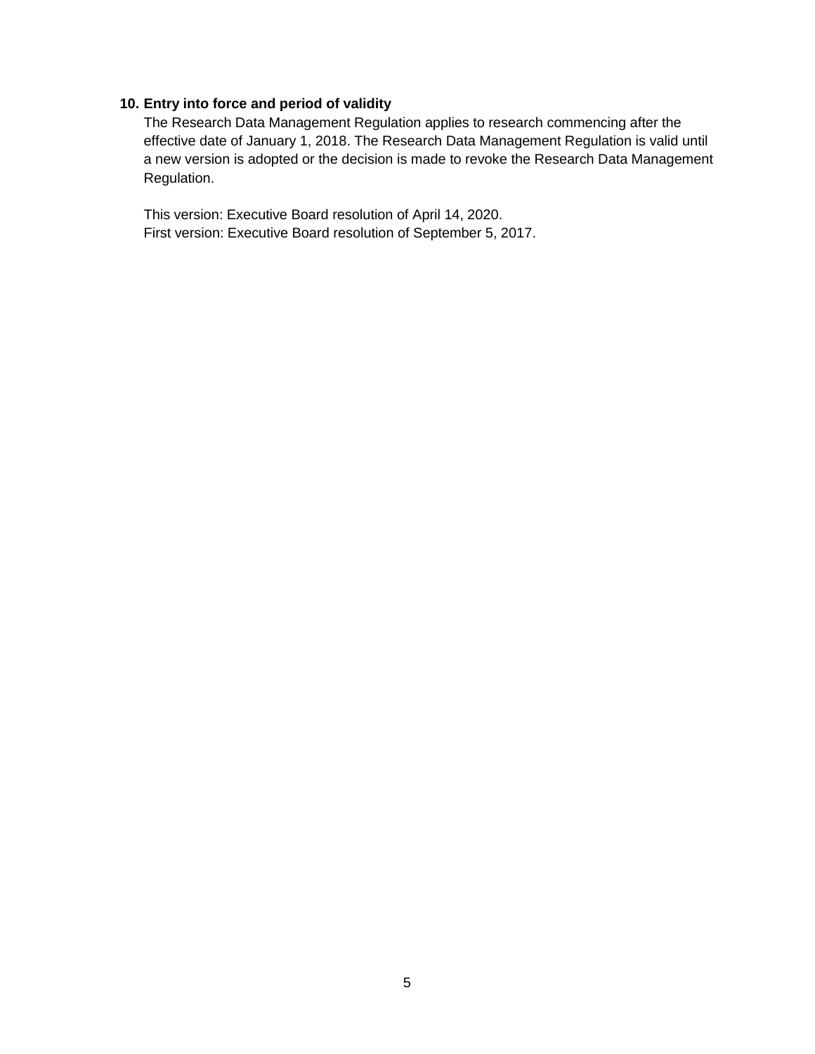## 10. Entry into force and period of validity

The Research Data Management Regulation applies to research commencing after the effective date of January 1, 2018. The Research Data Management Regulation is valid until a new version is adopted or the decision is made to revoke the Research Data Management Regulation.

This version: Executive Board resolution of April 14, 2020.
First version: Executive Board resolution of September 5, 2017.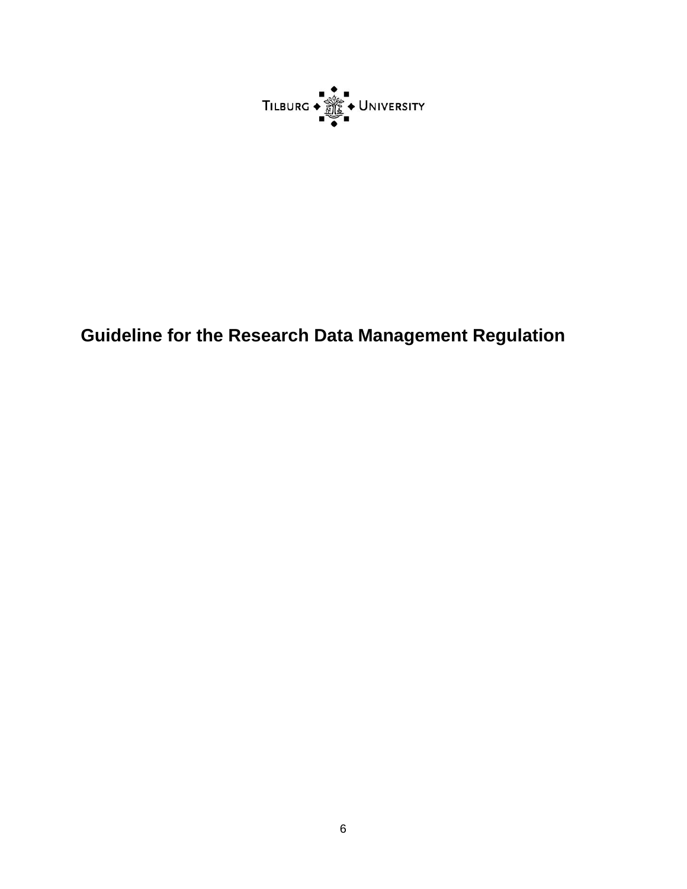TILBURG ◆ UNIVERSITY

# Guideline for the Research Data Management Regulation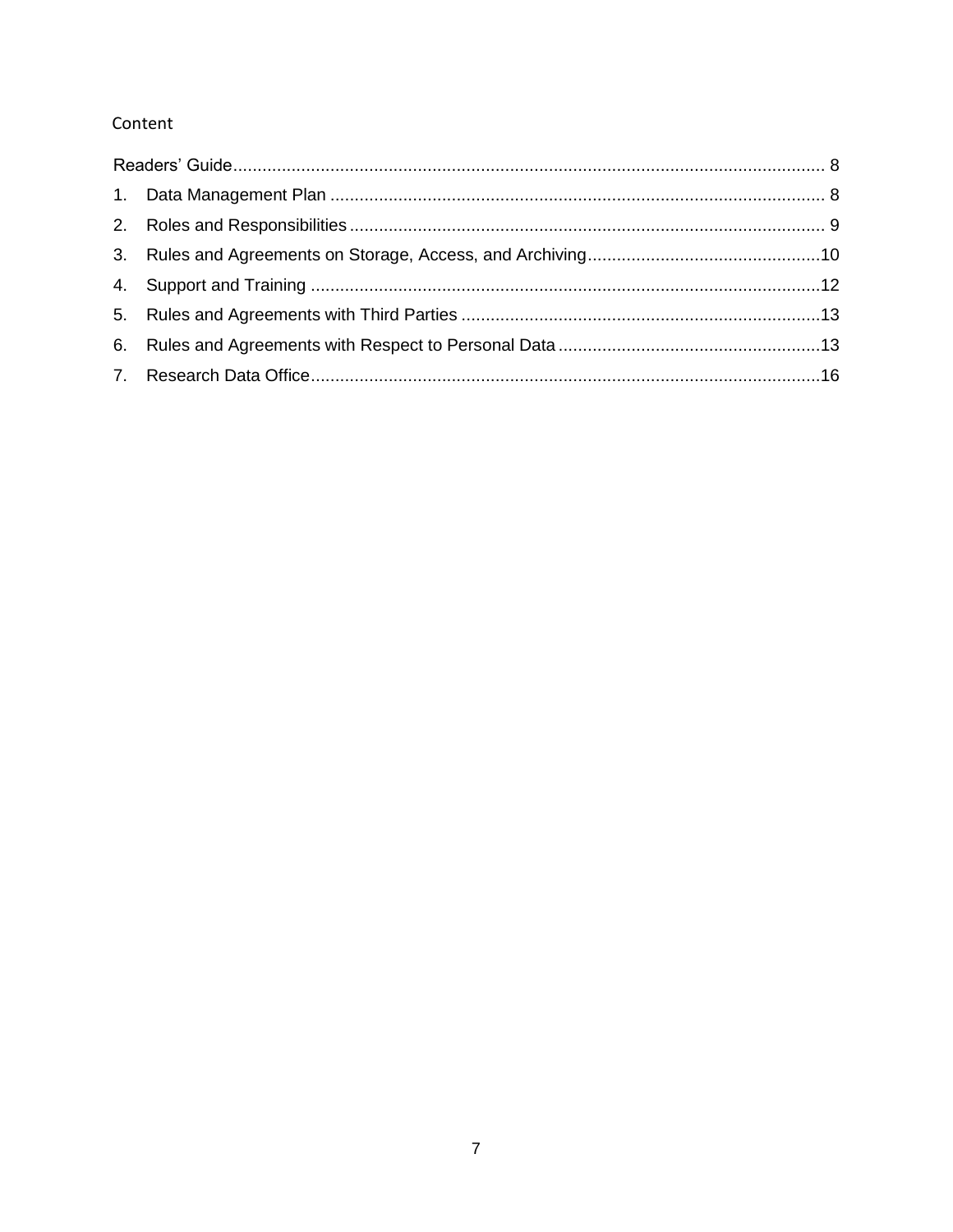# Content

- Readers' Guide ........ 8
1. Data Management Plan ........ 8
2. Roles and Responsibilities ........ 9
3. Rules and Agreements on Storage, Access, and Archiving ........ 10
4. Support and Training ........ 12
5. Rules and Agreements with Third Parties ........ 13
6. Rules and Agreements with Respect to Personal Data ........ 13
7. Research Data Office ........ 16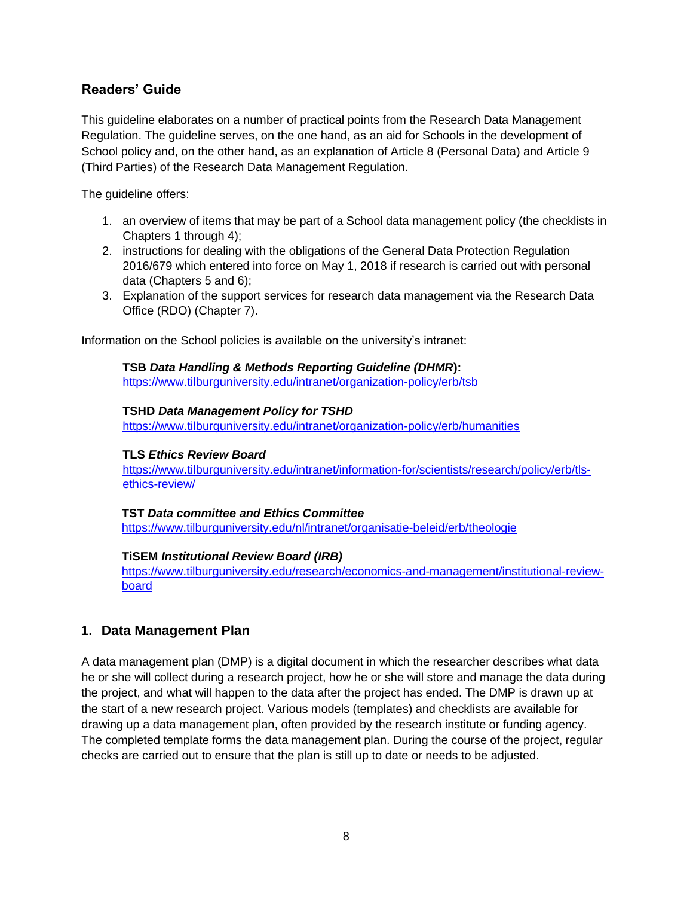## Readers' Guide

This guideline elaborates on a number of practical points from the Research Data Management Regulation. The guideline serves, on the one hand, as an aid for Schools in the development of School policy and, on the other hand, as an explanation of Article 8 (Personal Data) and Article 9 (Third Parties) of the Research Data Management Regulation.

The guideline offers:

1. an overview of items that may be part of a School data management policy (the checklists in Chapters 1 through 4);
2. instructions for dealing with the obligations of the General Data Protection Regulation 2016/679 which entered into force on May 1, 2018 if research is carried out with personal data (Chapters 5 and 6);
3. Explanation of the support services for research data management via the Research Data Office (RDO) (Chapter 7).

Information on the School policies is available on the university's intranet:

> **TSB *Data Handling & Methods Reporting Guideline (DHMR*):**
> https://www.tilburguniversity.edu/intranet/organization-policy/erb/tsb
>
> **TSHD *Data Management Policy for TSHD***
> https://www.tilburguniversity.edu/intranet/organization-policy/erb/humanities
>
> **TLS *Ethics Review Board***
> https://www.tilburguniversity.edu/intranet/information-for/scientists/research/policy/erb/tls-ethics-review/
>
> **TST *Data committee and Ethics Committee***
> https://www.tilburguniversity.edu/nl/intranet/organisatie-beleid/erb/theologie
>
> **TiSEM *Institutional Review Board (IRB)***
> https://www.tilburguniversity.edu/research/economics-and-management/institutional-review-board

## 1. Data Management Plan

A data management plan (DMP) is a digital document in which the researcher describes what data he or she will collect during a research project, how he or she will store and manage the data during the project, and what will happen to the data after the project has ended. The DMP is drawn up at the start of a new research project. Various models (templates) and checklists are available for drawing up a data management plan, often provided by the research institute or funding agency. The completed template forms the data management plan. During the course of the project, regular checks are carried out to ensure that the plan is still up to date or needs to be adjusted.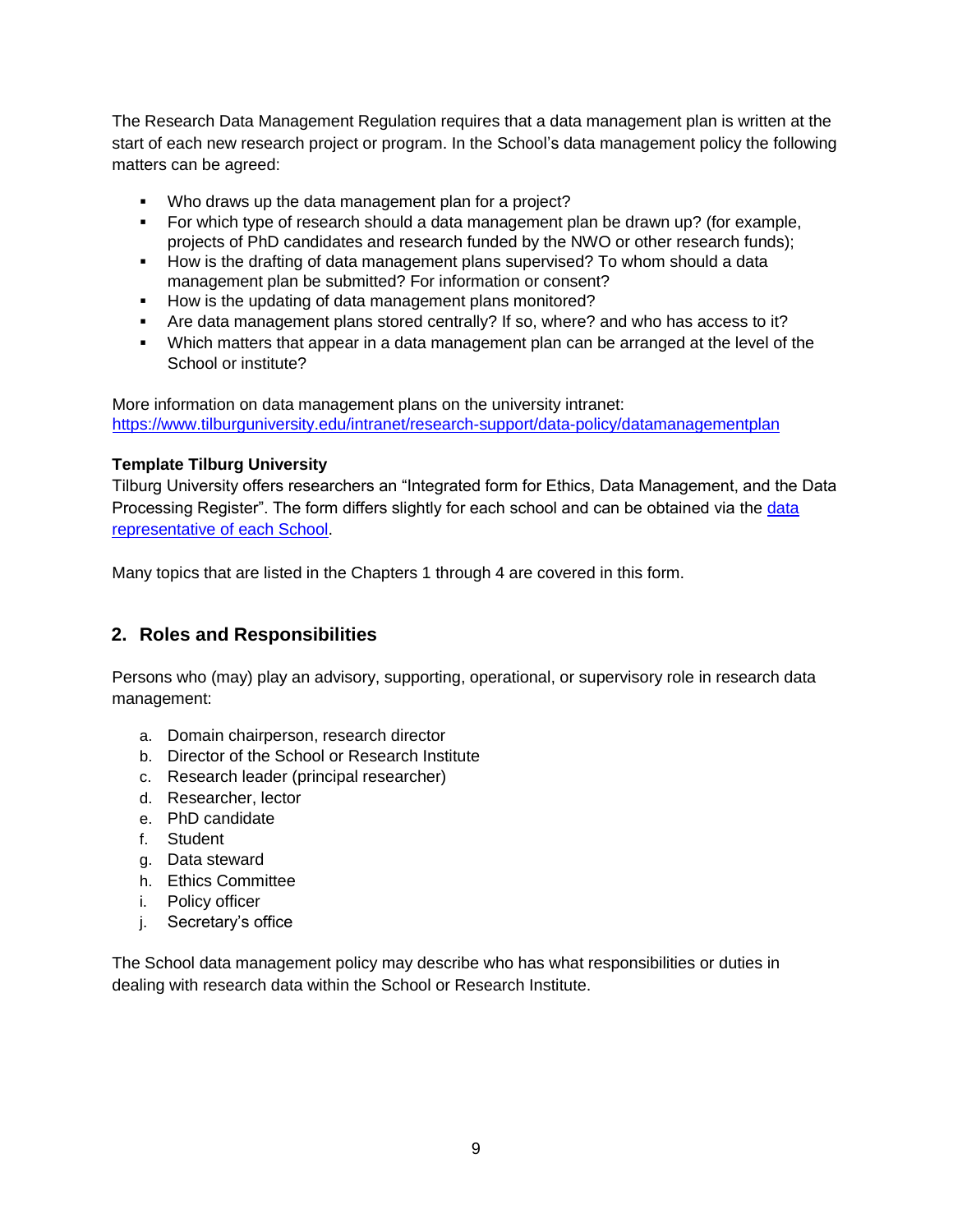The Research Data Management Regulation requires that a data management plan is written at the start of each new research project or program. In the School's data management policy the following matters can be agreed:

- Who draws up the data management plan for a project?
- For which type of research should a data management plan be drawn up? (for example, projects of PhD candidates and research funded by the NWO or other research funds);
- How is the drafting of data management plans supervised? To whom should a data management plan be submitted? For information or consent?
- How is the updating of data management plans monitored?
- Are data management plans stored centrally? If so, where? and who has access to it?
- Which matters that appear in a data management plan can be arranged at the level of the School or institute?

More information on data management plans on the university intranet:
[https://www.tilburguniversity.edu/intranet/research-support/data-policy/datamanagementplan](https://www.tilburguniversity.edu/intranet/research-support/data-policy/datamanagementplan)

**Template Tilburg University**
Tilburg University offers researchers an "Integrated form for Ethics, Data Management, and the Data Processing Register". The form differs slightly for each school and can be obtained via the data representative of each School.

Many topics that are listed in the Chapters 1 through 4 are covered in this form.

## 2. Roles and Responsibilities

Persons who (may) play an advisory, supporting, operational, or supervisory role in research data management:

a. Domain chairperson, research director
b. Director of the School or Research Institute
c. Research leader (principal researcher)
d. Researcher, lector
e. PhD candidate
f. Student
g. Data steward
h. Ethics Committee
i. Policy officer
j. Secretary's office

The School data management policy may describe who has what responsibilities or duties in dealing with research data within the School or Research Institute.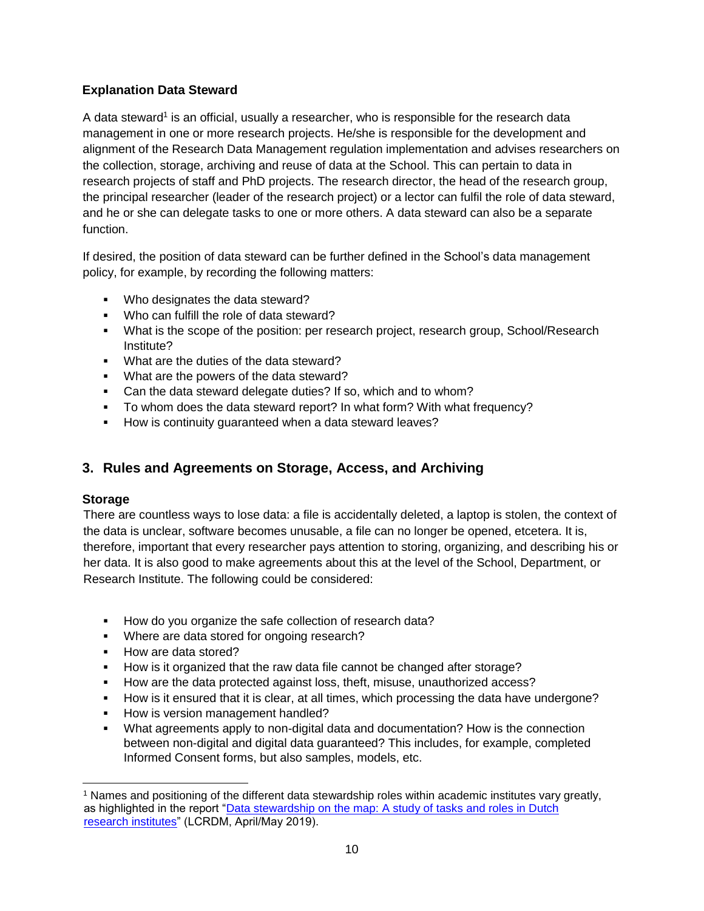**Explanation Data Steward**

A data steward[1] is an official, usually a researcher, who is responsible for the research data management in one or more research projects. He/she is responsible for the development and alignment of the Research Data Management regulation implementation and advises researchers on the collection, storage, archiving and reuse of data at the School. This can pertain to data in research projects of staff and PhD projects. The research director, the head of the research group, the principal researcher (leader of the research project) or a lector can fulfil the role of data steward, and he or she can delegate tasks to one or more others. A data steward can also be a separate function.

If desired, the position of data steward can be further defined in the School's data management policy, for example, by recording the following matters:

- Who designates the data steward?
- Who can fulfill the role of data steward?
- What is the scope of the position: per research project, research group, School/Research Institute?
- What are the duties of the data steward?
- What are the powers of the data steward?
- Can the data steward delegate duties? If so, which and to whom?
- To whom does the data steward report? In what form? With what frequency?
- How is continuity guaranteed when a data steward leaves?

## 3. Rules and Agreements on Storage, Access, and Archiving

**Storage**

There are countless ways to lose data: a file is accidentally deleted, a laptop is stolen, the context of the data is unclear, software becomes unusable, a file can no longer be opened, etcetera. It is, therefore, important that every researcher pays attention to storing, organizing, and describing his or her data. It is also good to make agreements about this at the level of the School, Department, or Research Institute. The following could be considered:

- How do you organize the safe collection of research data?
- Where are data stored for ongoing research?
- How are data stored?
- How is it organized that the raw data file cannot be changed after storage?
- How are the data protected against loss, theft, misuse, unauthorized access?
- How is it ensured that it is clear, at all times, which processing the data have undergone?
- How is version management handled?
- What agreements apply to non-digital data and documentation? How is the connection between non-digital and digital data guaranteed? This includes, for example, completed Informed Consent forms, but also samples, models, etc.

[1] Names and positioning of the different data stewardship roles within academic institutes vary greatly, as highlighted in the report "[Data stewardship on the map: A study of tasks and roles in Dutch research institutes]" (LCRDM, April/May 2019).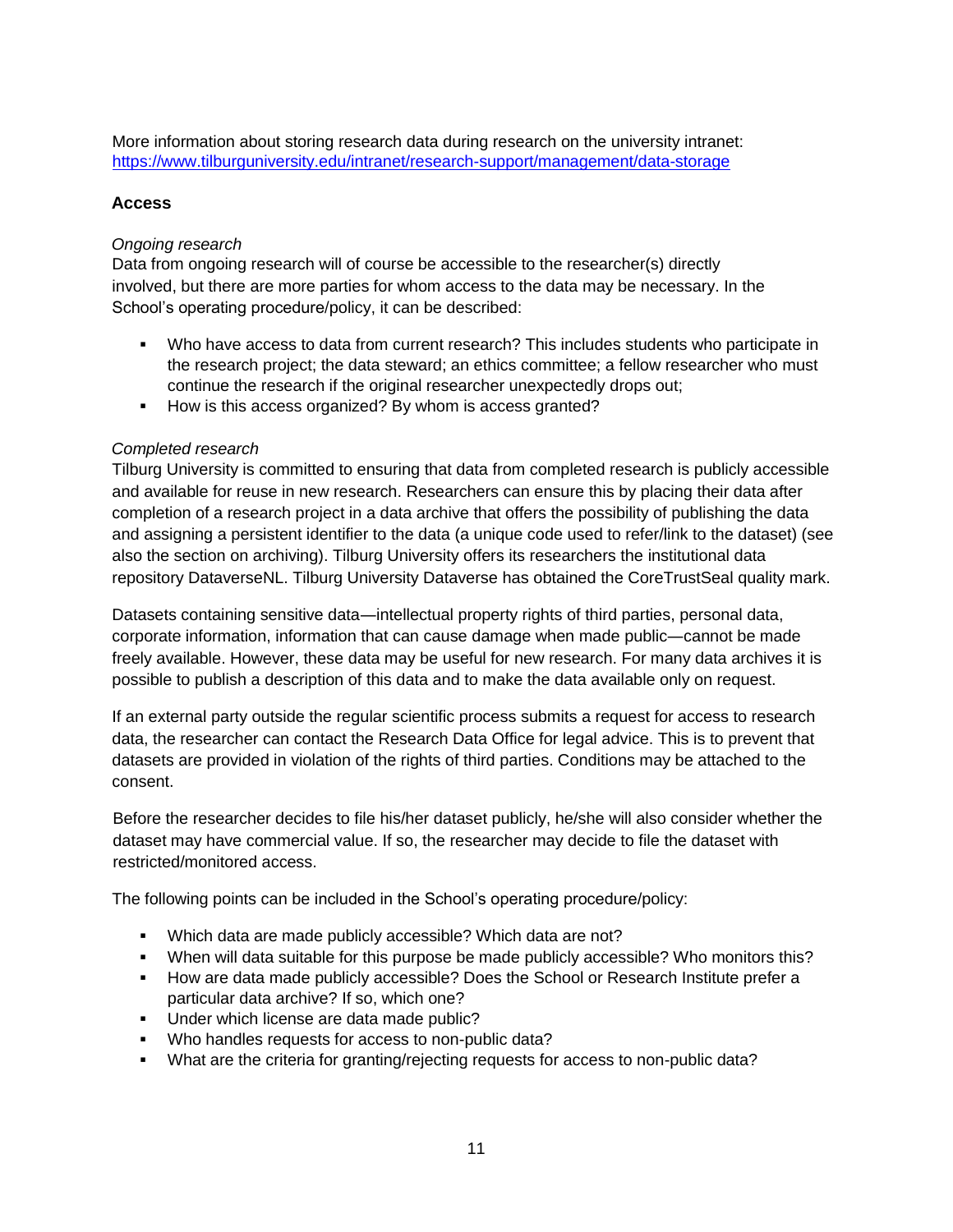More information about storing research data during research on the university intranet: [https://www.tilburguniversity.edu/intranet/research-support/management/data-storage](https://www.tilburguniversity.edu/intranet/research-support/management/data-storage)

### Access

*Ongoing research*

Data from ongoing research will of course be accessible to the researcher(s) directly involved, but there are more parties for whom access to the data may be necessary. In the School's operating procedure/policy, it can be described:

- Who have access to data from current research? This includes students who participate in the research project; the data steward; an ethics committee; a fellow researcher who must continue the research if the original researcher unexpectedly drops out;
- How is this access organized? By whom is access granted?

*Completed research*

Tilburg University is committed to ensuring that data from completed research is publicly accessible and available for reuse in new research. Researchers can ensure this by placing their data after completion of a research project in a data archive that offers the possibility of publishing the data and assigning a persistent identifier to the data (a unique code used to refer/link to the dataset) (see also the section on archiving). Tilburg University offers its researchers the institutional data repository DataverseNL. Tilburg University Dataverse has obtained the CoreTrustSeal quality mark.

Datasets containing sensitive data—intellectual property rights of third parties, personal data, corporate information, information that can cause damage when made public—cannot be made freely available. However, these data may be useful for new research. For many data archives it is possible to publish a description of this data and to make the data available only on request.

If an external party outside the regular scientific process submits a request for access to research data, the researcher can contact the Research Data Office for legal advice. This is to prevent that datasets are provided in violation of the rights of third parties. Conditions may be attached to the consent.

Before the researcher decides to file his/her dataset publicly, he/she will also consider whether the dataset may have commercial value. If so, the researcher may decide to file the dataset with restricted/monitored access.

The following points can be included in the School's operating procedure/policy:

- Which data are made publicly accessible? Which data are not?
- When will data suitable for this purpose be made publicly accessible? Who monitors this?
- How are data made publicly accessible? Does the School or Research Institute prefer a particular data archive? If so, which one?
- Under which license are data made public?
- Who handles requests for access to non-public data?
- What are the criteria for granting/rejecting requests for access to non-public data?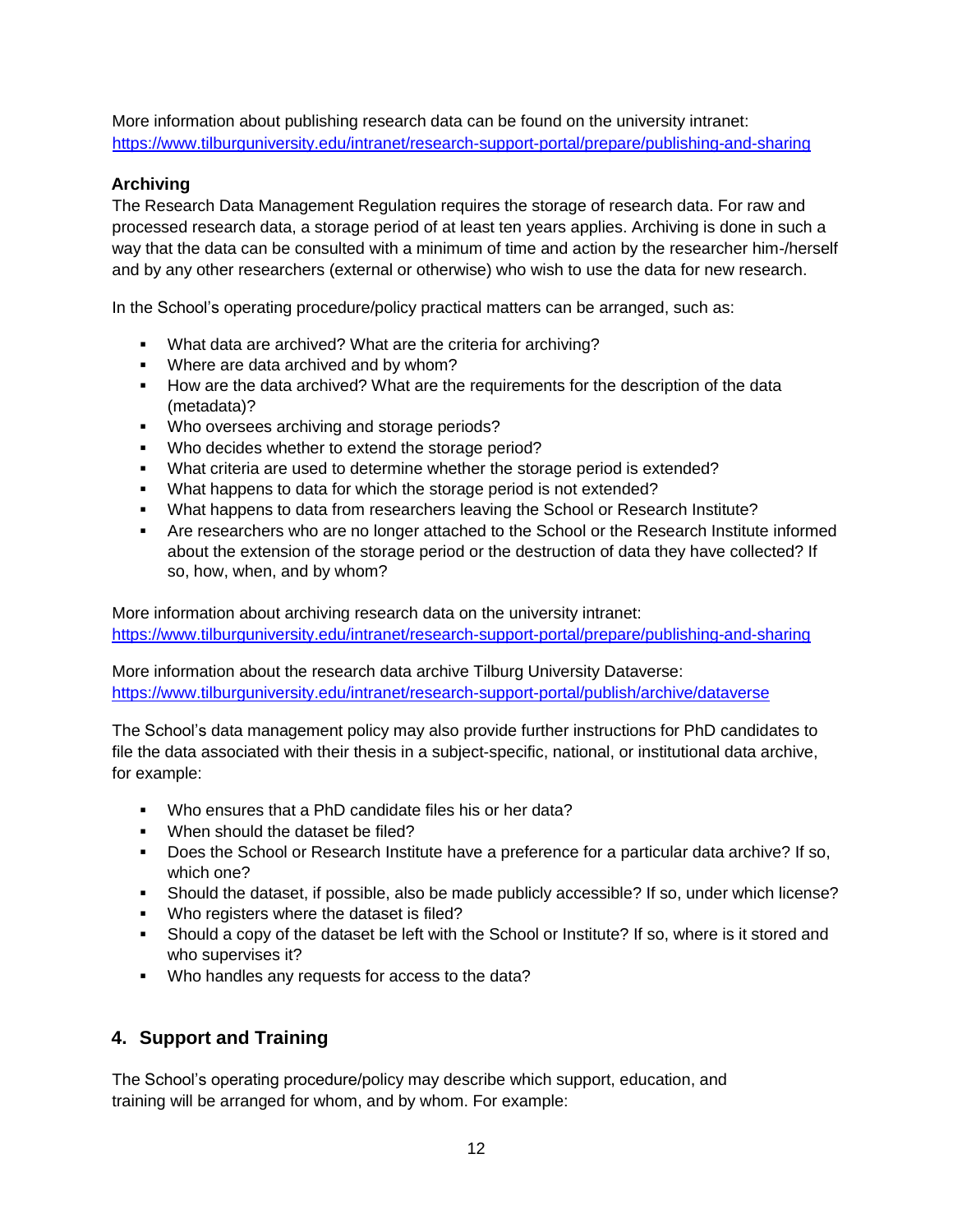More information about publishing research data can be found on the university intranet: https://www.tilburguniversity.edu/intranet/research-support-portal/prepare/publishing-and-sharing

### Archiving

The Research Data Management Regulation requires the storage of research data. For raw and processed research data, a storage period of at least ten years applies. Archiving is done in such a way that the data can be consulted with a minimum of time and action by the researcher him-/herself and by any other researchers (external or otherwise) who wish to use the data for new research.

In the School's operating procedure/policy practical matters can be arranged, such as:

- What data are archived? What are the criteria for archiving?
- Where are data archived and by whom?
- How are the data archived? What are the requirements for the description of the data (metadata)?
- Who oversees archiving and storage periods?
- Who decides whether to extend the storage period?
- What criteria are used to determine whether the storage period is extended?
- What happens to data for which the storage period is not extended?
- What happens to data from researchers leaving the School or Research Institute?
- Are researchers who are no longer attached to the School or the Research Institute informed about the extension of the storage period or the destruction of data they have collected? If so, how, when, and by whom?

More information about archiving research data on the university intranet: https://www.tilburguniversity.edu/intranet/research-support-portal/prepare/publishing-and-sharing

More information about the research data archive Tilburg University Dataverse: https://www.tilburguniversity.edu/intranet/research-support-portal/publish/archive/dataverse

The School's data management policy may also provide further instructions for PhD candidates to file the data associated with their thesis in a subject-specific, national, or institutional data archive, for example:

- Who ensures that a PhD candidate files his or her data?
- When should the dataset be filed?
- Does the School or Research Institute have a preference for a particular data archive? If so, which one?
- Should the dataset, if possible, also be made publicly accessible? If so, under which license?
- Who registers where the dataset is filed?
- Should a copy of the dataset be left with the School or Institute? If so, where is it stored and who supervises it?
- Who handles any requests for access to the data?

## 4. Support and Training

The School's operating procedure/policy may describe which support, education, and training will be arranged for whom, and by whom. For example: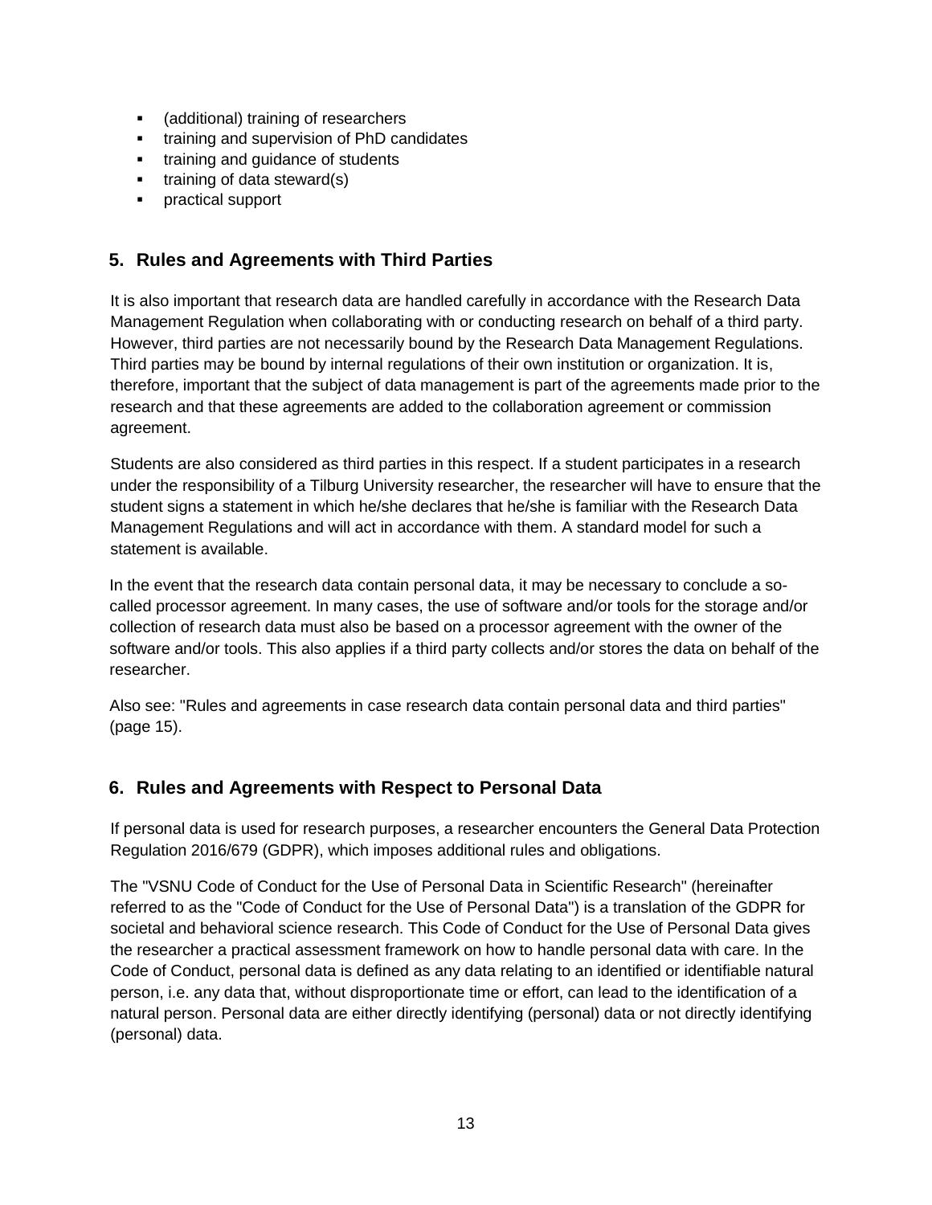- (additional) training of researchers
- training and supervision of PhD candidates
- training and guidance of students
- training of data steward(s)
- practical support

## 5. Rules and Agreements with Third Parties

It is also important that research data are handled carefully in accordance with the Research Data Management Regulation when collaborating with or conducting research on behalf of a third party. However, third parties are not necessarily bound by the Research Data Management Regulations. Third parties may be bound by internal regulations of their own institution or organization. It is, therefore, important that the subject of data management is part of the agreements made prior to the research and that these agreements are added to the collaboration agreement or commission agreement.

Students are also considered as third parties in this respect. If a student participates in a research under the responsibility of a Tilburg University researcher, the researcher will have to ensure that the student signs a statement in which he/she declares that he/she is familiar with the Research Data Management Regulations and will act in accordance with them. A standard model for such a statement is available.

In the event that the research data contain personal data, it may be necessary to conclude a so-called processor agreement. In many cases, the use of software and/or tools for the storage and/or collection of research data must also be based on a processor agreement with the owner of the software and/or tools. This also applies if a third party collects and/or stores the data on behalf of the researcher.

Also see: "Rules and agreements in case research data contain personal data and third parties" (page 15).

## 6. Rules and Agreements with Respect to Personal Data

If personal data is used for research purposes, a researcher encounters the General Data Protection Regulation 2016/679 (GDPR), which imposes additional rules and obligations.

The "VSNU Code of Conduct for the Use of Personal Data in Scientific Research" (hereinafter referred to as the "Code of Conduct for the Use of Personal Data") is a translation of the GDPR for societal and behavioral science research. This Code of Conduct for the Use of Personal Data gives the researcher a practical assessment framework on how to handle personal data with care. In the Code of Conduct, personal data is defined as any data relating to an identified or identifiable natural person, i.e. any data that, without disproportionate time or effort, can lead to the identification of a natural person. Personal data are either directly identifying (personal) data or not directly identifying (personal) data.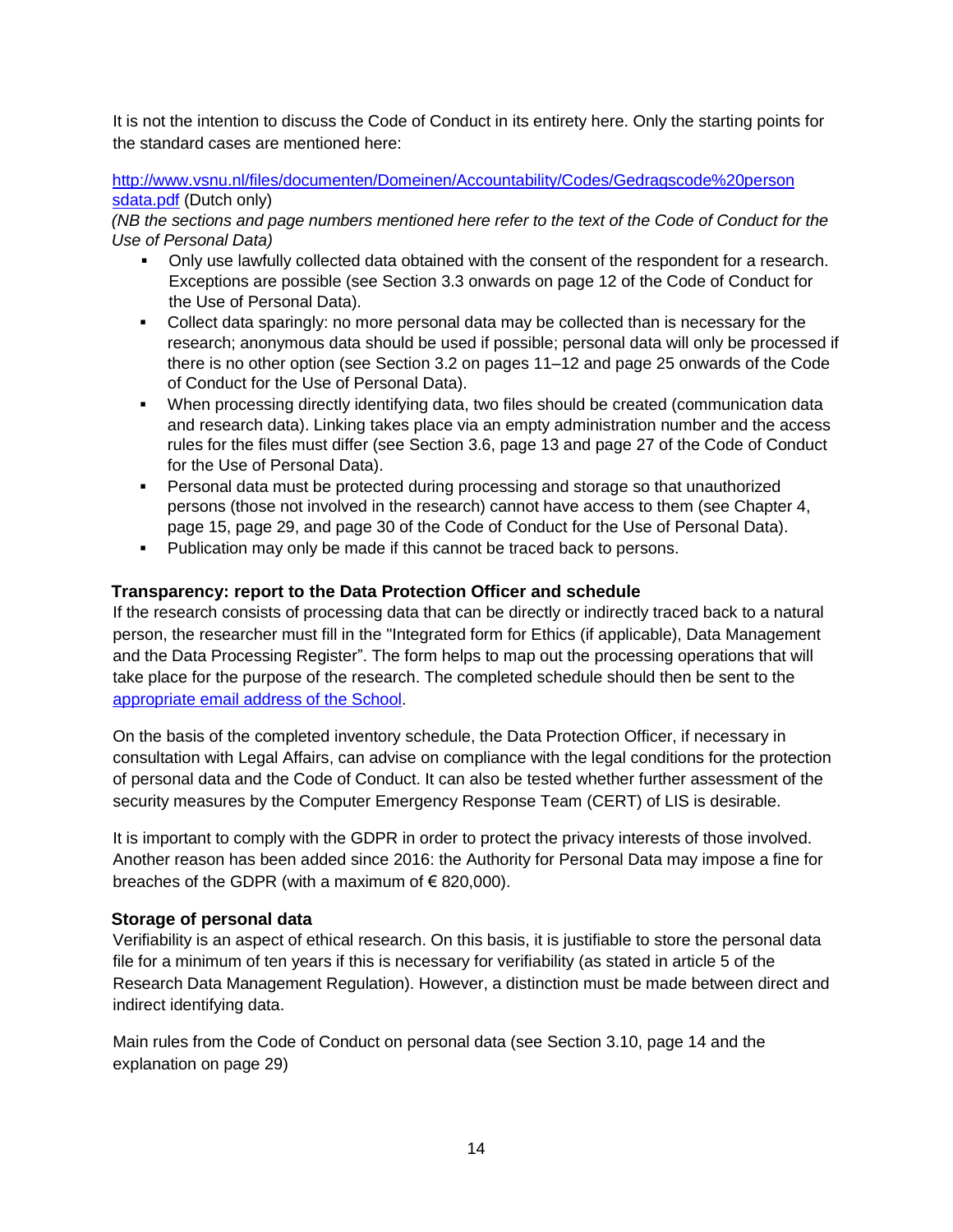It is not the intention to discuss the Code of Conduct in its entirety here. Only the starting points for the standard cases are mentioned here:

[http://www.vsnu.nl/files/documenten/Domeinen/Accountability/Codes/Gedragscode%20personsdata.pdf](http://www.vsnu.nl/files/documenten/Domeinen/Accountability/Codes/Gedragscode%20personsdata.pdf) (Dutch only)

*(NB the sections and page numbers mentioned here refer to the text of the Code of Conduct for the Use of Personal Data)*

- Only use lawfully collected data obtained with the consent of the respondent for a research. Exceptions are possible (see Section 3.3 onwards on page 12 of the Code of Conduct for the Use of Personal Data).
- Collect data sparingly: no more personal data may be collected than is necessary for the research; anonymous data should be used if possible; personal data will only be processed if there is no other option (see Section 3.2 on pages 11–12 and page 25 onwards of the Code of Conduct for the Use of Personal Data).
- When processing directly identifying data, two files should be created (communication data and research data). Linking takes place via an empty administration number and the access rules for the files must differ (see Section 3.6, page 13 and page 27 of the Code of Conduct for the Use of Personal Data).
- Personal data must be protected during processing and storage so that unauthorized persons (those not involved in the research) cannot have access to them (see Chapter 4, page 15, page 29, and page 30 of the Code of Conduct for the Use of Personal Data).
- Publication may only be made if this cannot be traced back to persons.

### Transparency: report to the Data Protection Officer and schedule

If the research consists of processing data that can be directly or indirectly traced back to a natural person, the researcher must fill in the "Integrated form for Ethics (if applicable), Data Management and the Data Processing Register". The form helps to map out the processing operations that will take place for the purpose of the research. The completed schedule should then be sent to the appropriate email address of the School.

On the basis of the completed inventory schedule, the Data Protection Officer, if necessary in consultation with Legal Affairs, can advise on compliance with the legal conditions for the protection of personal data and the Code of Conduct. It can also be tested whether further assessment of the security measures by the Computer Emergency Response Team (CERT) of LIS is desirable.

It is important to comply with the GDPR in order to protect the privacy interests of those involved. Another reason has been added since 2016: the Authority for Personal Data may impose a fine for breaches of the GDPR (with a maximum of € 820,000).

### Storage of personal data

Verifiability is an aspect of ethical research. On this basis, it is justifiable to store the personal data file for a minimum of ten years if this is necessary for verifiability (as stated in article 5 of the Research Data Management Regulation). However, a distinction must be made between direct and indirect identifying data.

Main rules from the Code of Conduct on personal data (see Section 3.10, page 14 and the explanation on page 29)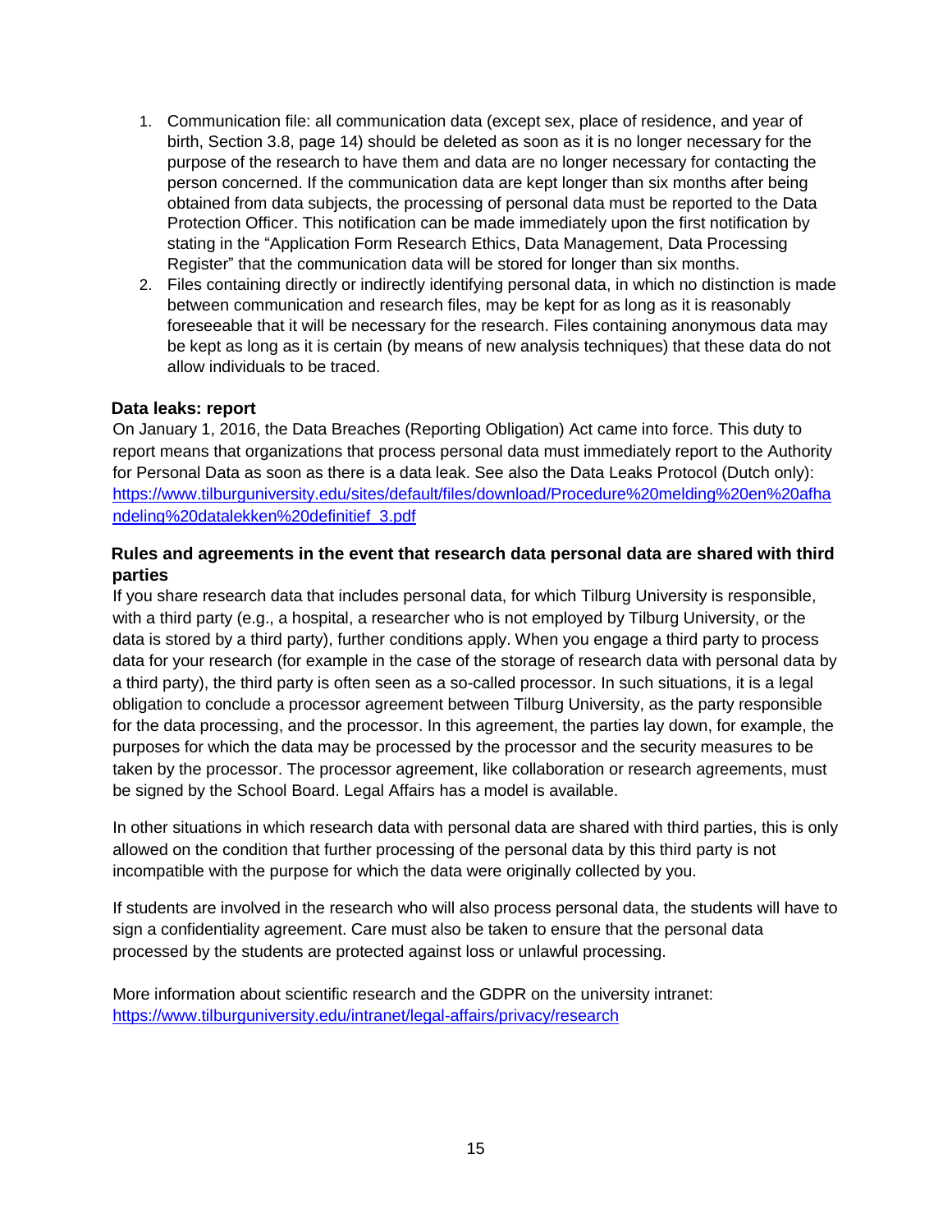1. Communication file: all communication data (except sex, place of residence, and year of birth, Section 3.8, page 14) should be deleted as soon as it is no longer necessary for the purpose of the research to have them and data are no longer necessary for contacting the person concerned. If the communication data are kept longer than six months after being obtained from data subjects, the processing of personal data must be reported to the Data Protection Officer. This notification can be made immediately upon the first notification by stating in the "Application Form Research Ethics, Data Management, Data Processing Register" that the communication data will be stored for longer than six months.
2. Files containing directly or indirectly identifying personal data, in which no distinction is made between communication and research files, may be kept for as long as it is reasonably foreseeable that it will be necessary for the research. Files containing anonymous data may be kept as long as it is certain (by means of new analysis techniques) that these data do not allow individuals to be traced.

**Data leaks: report**

On January 1, 2016, the Data Breaches (Reporting Obligation) Act came into force. This duty to report means that organizations that process personal data must immediately report to the Authority for Personal Data as soon as there is a data leak. See also the Data Leaks Protocol (Dutch only): https://www.tilburguniversity.edu/sites/default/files/download/Procedure%20melding%20en%20afhandeling%20datalekken%20definitief_3.pdf

**Rules and agreements in the event that research data personal data are shared with third parties**

If you share research data that includes personal data, for which Tilburg University is responsible, with a third party (e.g., a hospital, a researcher who is not employed by Tilburg University, or the data is stored by a third party), further conditions apply. When you engage a third party to process data for your research (for example in the case of the storage of research data with personal data by a third party), the third party is often seen as a so-called processor. In such situations, it is a legal obligation to conclude a processor agreement between Tilburg University, as the party responsible for the data processing, and the processor. In this agreement, the parties lay down, for example, the purposes for which the data may be processed by the processor and the security measures to be taken by the processor. The processor agreement, like collaboration or research agreements, must be signed by the School Board. Legal Affairs has a model is available.

In other situations in which research data with personal data are shared with third parties, this is only allowed on the condition that further processing of the personal data by this third party is not incompatible with the purpose for which the data were originally collected by you.

If students are involved in the research who will also process personal data, the students will have to sign a confidentiality agreement. Care must also be taken to ensure that the personal data processed by the students are protected against loss or unlawful processing.

More information about scientific research and the GDPR on the university intranet: https://www.tilburguniversity.edu/intranet/legal-affairs/privacy/research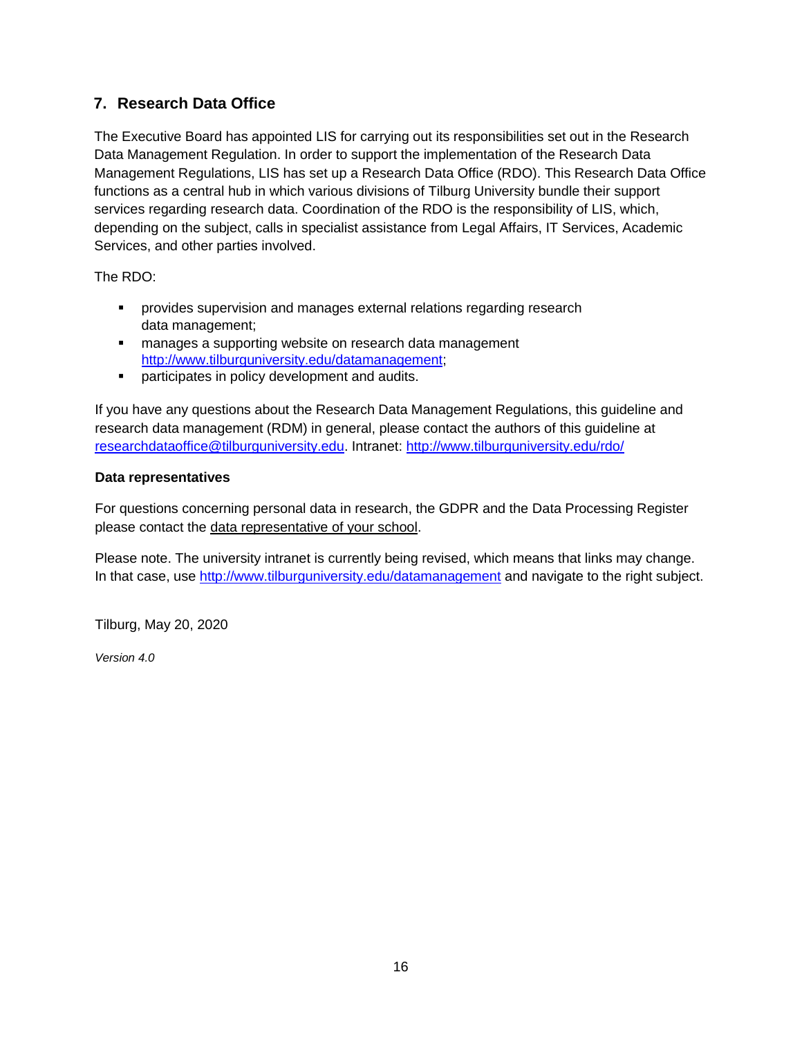## 7. Research Data Office

The Executive Board has appointed LIS for carrying out its responsibilities set out in the Research Data Management Regulation. In order to support the implementation of the Research Data Management Regulations, LIS has set up a Research Data Office (RDO). This Research Data Office functions as a central hub in which various divisions of Tilburg University bundle their support services regarding research data. Coordination of the RDO is the responsibility of LIS, which, depending on the subject, calls in specialist assistance from Legal Affairs, IT Services, Academic Services, and other parties involved.

The RDO:

- provides supervision and manages external relations regarding research data management;
- manages a supporting website on research data management http://www.tilburguniversity.edu/datamanagement;
- participates in policy development and audits.

If you have any questions about the Research Data Management Regulations, this guideline and research data management (RDM) in general, please contact the authors of this guideline at researchdataoffice@tilburguniversity.edu. Intranet: http://www.tilburguniversity.edu/rdo/

**Data representatives**

For questions concerning personal data in research, the GDPR and the Data Processing Register please contact the data representative of your school.

Please note. The university intranet is currently being revised, which means that links may change. In that case, use http://www.tilburguniversity.edu/datamanagement and navigate to the right subject.

Tilburg, May 20, 2020

*Version 4.0*